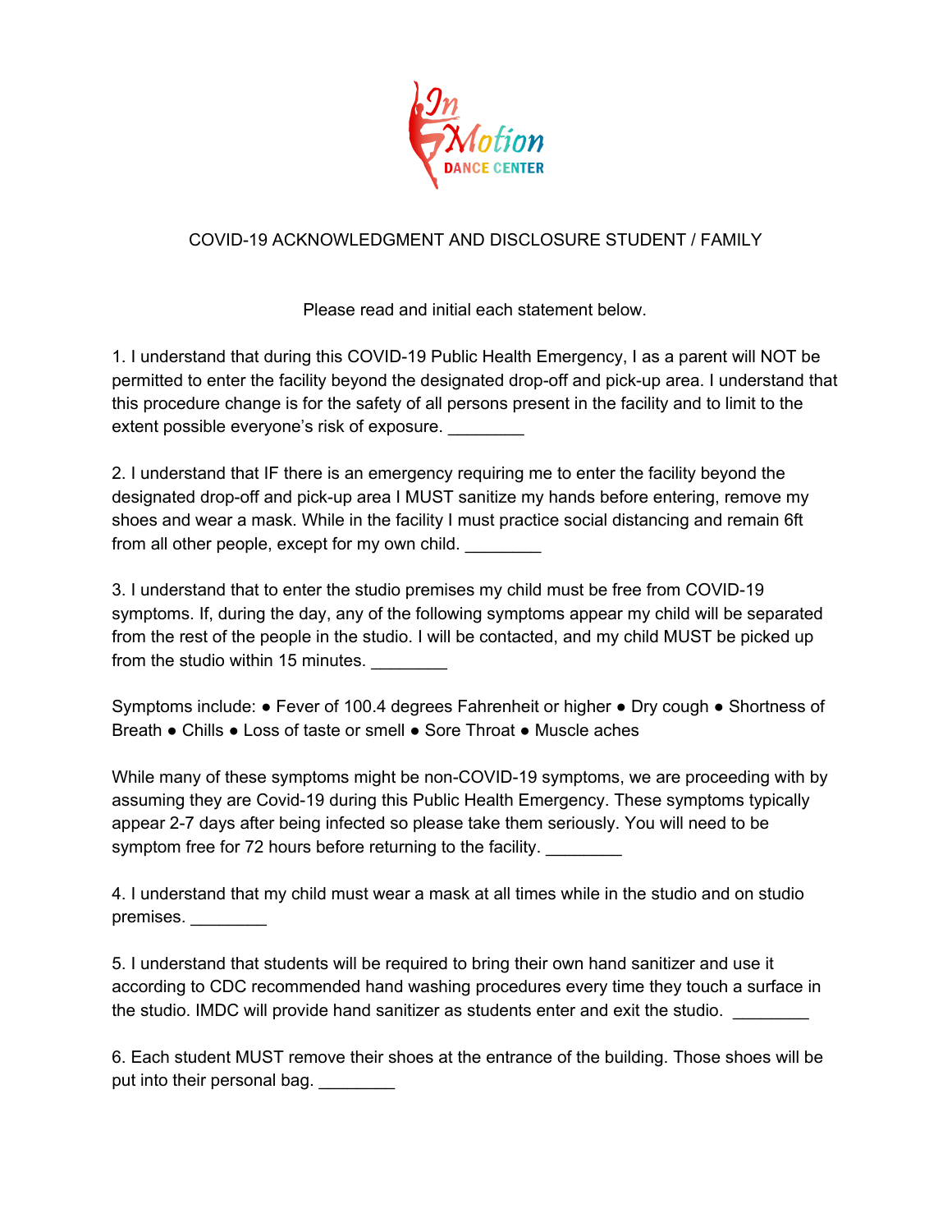In Motion DANCE CENTER

# COVID-19 ACKNOWLEDGMENT AND DISCLOSURE STUDENT / FAMILY

Please read and initial each statement below.

1. I understand that during this COVID-19 Public Health Emergency, I as a parent will NOT be permitted to enter the facility beyond the designated drop-off and pick-up area. I understand that this procedure change is for the safety of all persons present in the facility and to limit to the extent possible everyone's risk of exposure. ________

2. I understand that IF there is an emergency requiring me to enter the facility beyond the designated drop-off and pick-up area I MUST sanitize my hands before entering, remove my shoes and wear a mask. While in the facility I must practice social distancing and remain 6ft from all other people, except for my own child. ________

3. I understand that to enter the studio premises my child must be free from COVID-19 symptoms. If, during the day, any of the following symptoms appear my child will be separated from the rest of the people in the studio. I will be contacted, and my child MUST be picked up from the studio within 15 minutes. ________

Symptoms include: ● Fever of 100.4 degrees Fahrenheit or higher ● Dry cough ● Shortness of Breath ● Chills ● Loss of taste or smell ● Sore Throat ● Muscle aches

While many of these symptoms might be non-COVID-19 symptoms, we are proceeding with by assuming they are Covid-19 during this Public Health Emergency. These symptoms typically appear 2-7 days after being infected so please take them seriously. You will need to be symptom free for 72 hours before returning to the facility. ________

4. I understand that my child must wear a mask at all times while in the studio and on studio premises. ________

5. I understand that students will be required to bring their own hand sanitizer and use it according to CDC recommended hand washing procedures every time they touch a surface in the studio. IMDC will provide hand sanitizer as students enter and exit the studio. ________

6. Each student MUST remove their shoes at the entrance of the building. Those shoes will be put into their personal bag. ________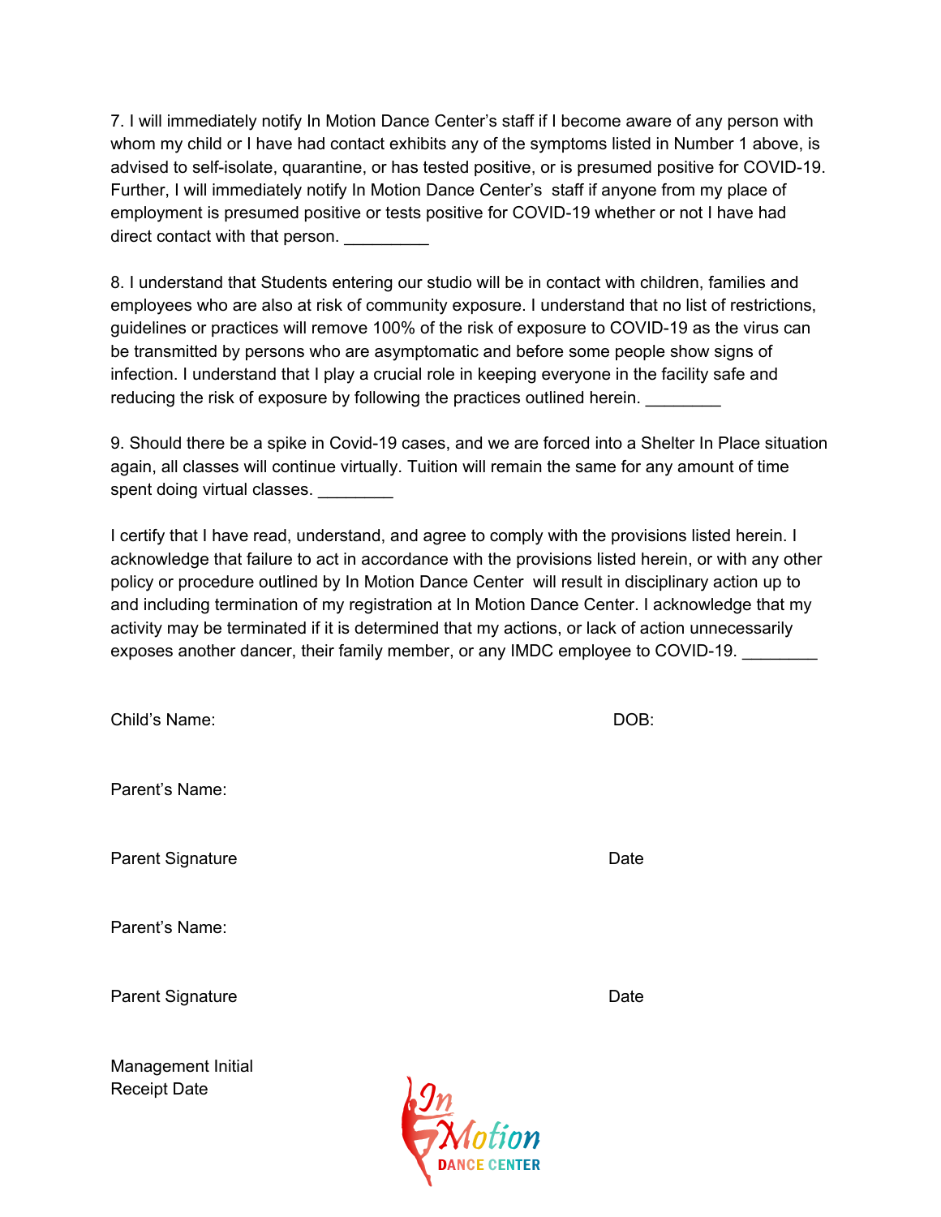7. I will immediately notify In Motion Dance Center's staff if I become aware of any person with whom my child or I have had contact exhibits any of the symptoms listed in Number 1 above, is advised to self-isolate, quarantine, or has tested positive, or is presumed positive for COVID-19. Further, I will immediately notify In Motion Dance Center's staff if anyone from my place of employment is presumed positive or tests positive for COVID-19 whether or not I have had direct contact with that person. _________

8. I understand that Students entering our studio will be in contact with children, families and employees who are also at risk of community exposure. I understand that no list of restrictions, guidelines or practices will remove 100% of the risk of exposure to COVID-19 as the virus can be transmitted by persons who are asymptomatic and before some people show signs of infection. I understand that I play a crucial role in keeping everyone in the facility safe and reducing the risk of exposure by following the practices outlined herein. ________

9. Should there be a spike in Covid-19 cases, and we are forced into a Shelter In Place situation again, all classes will continue virtually. Tuition will remain the same for any amount of time spent doing virtual classes. ________

I certify that I have read, understand, and agree to comply with the provisions listed herein. I acknowledge that failure to act in accordance with the provisions listed herein, or with any other policy or procedure outlined by In Motion Dance Center will result in disciplinary action up to and including termination of my registration at In Motion Dance Center. I acknowledge that my activity may be terminated if it is determined that my actions, or lack of action unnecessarily exposes another dancer, their family member, or any IMDC employee to COVID-19. ________

Child's Name: DOB:

Parent's Name:

Parent Signature Date

Parent's Name:

Parent Signature Date

Management Initial
Receipt Date

In Motion
DANCE CENTER